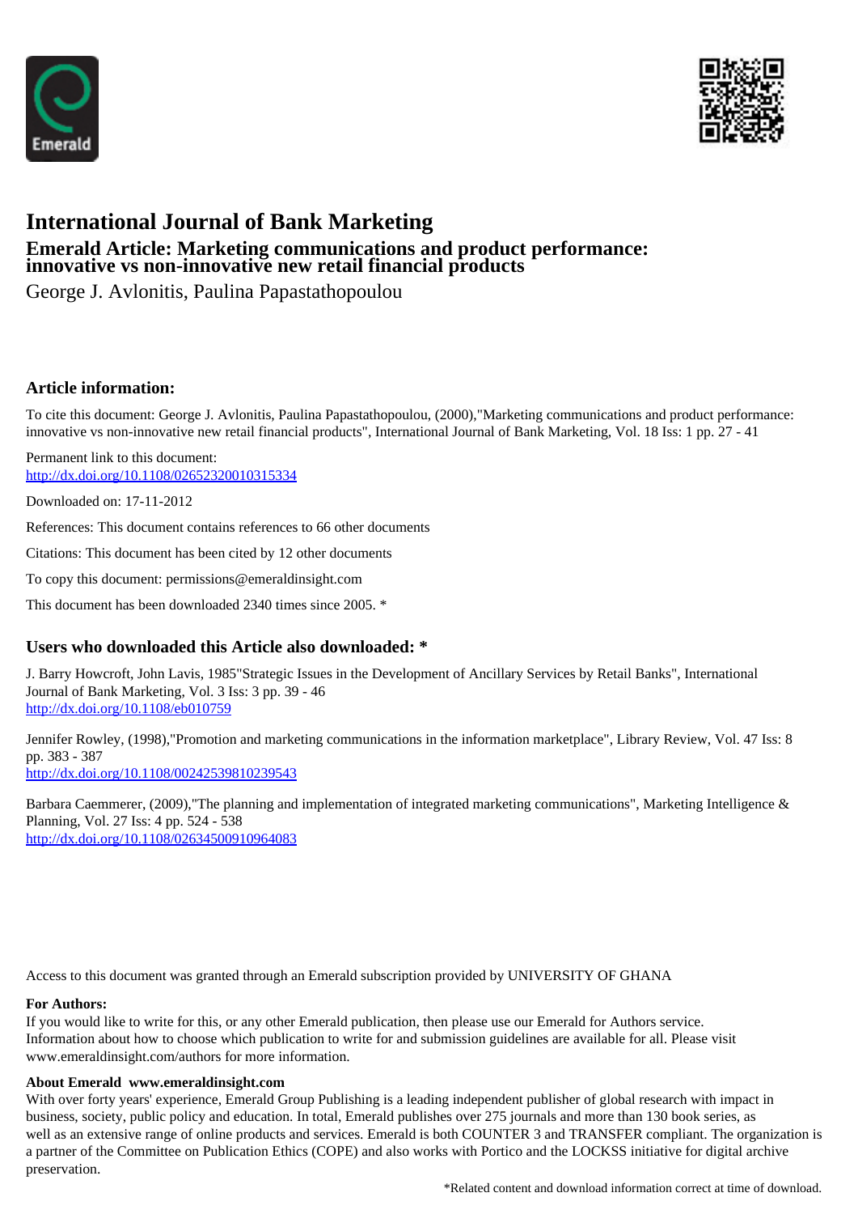# International Journal of Bank Marketing

## Emerald Article: Marketing communications and product performance: innovative vs non-innovative new retail financial products

George J. Avlonitis, Paulina Papastathopoulou

### Article information:

To cite this document: George J. Avlonitis, Paulina Papastathopoulou, (2000),"Marketing communications and product performance: innovative vs non-innovative new retail financial products", International Journal of Bank Marketing, Vol. 18 Iss: 1 pp. 27 - 41

Permanent link to this document:
http://dx.doi.org/10.1108/02652320010315334

Downloaded on: 17-11-2012

References: This document contains references to 66 other documents

Citations: This document has been cited by 12 other documents

To copy this document: permissions@emeraldinsight.com

This document has been downloaded 2340 times since 2005. *

### Users who downloaded this Article also downloaded: *

J. Barry Howcroft, John Lavis, 1985"Strategic Issues in the Development of Ancillary Services by Retail Banks", International Journal of Bank Marketing, Vol. 3 Iss: 3 pp. 39 - 46
http://dx.doi.org/10.1108/eb010759

Jennifer Rowley, (1998),"Promotion and marketing communications in the information marketplace", Library Review, Vol. 47 Iss: 8 pp. 383 - 387
http://dx.doi.org/10.1108/00242539810239543

Barbara Caemmerer, (2009),"The planning and implementation of integrated marketing communications", Marketing Intelligence & Planning, Vol. 27 Iss: 4 pp. 524 - 538
http://dx.doi.org/10.1108/02634500910964083

Access to this document was granted through an Emerald subscription provided by UNIVERSITY OF GHANA

**For Authors:**
If you would like to write for this, or any other Emerald publication, then please use our Emerald for Authors service. Information about how to choose which publication to write for and submission guidelines are available for all. Please visit www.emeraldinsight.com/authors for more information.

**About Emerald www.emeraldinsight.com**
With over forty years' experience, Emerald Group Publishing is a leading independent publisher of global research with impact in business, society, public policy and education. In total, Emerald publishes over 275 journals and more than 130 book series, as well as an extensive range of online products and services. Emerald is both COUNTER 3 and TRANSFER compliant. The organization is a partner of the Committee on Publication Ethics (COPE) and also works with Portico and the LOCKSS initiative for digital archive preservation.

*Related content and download information correct at time of download.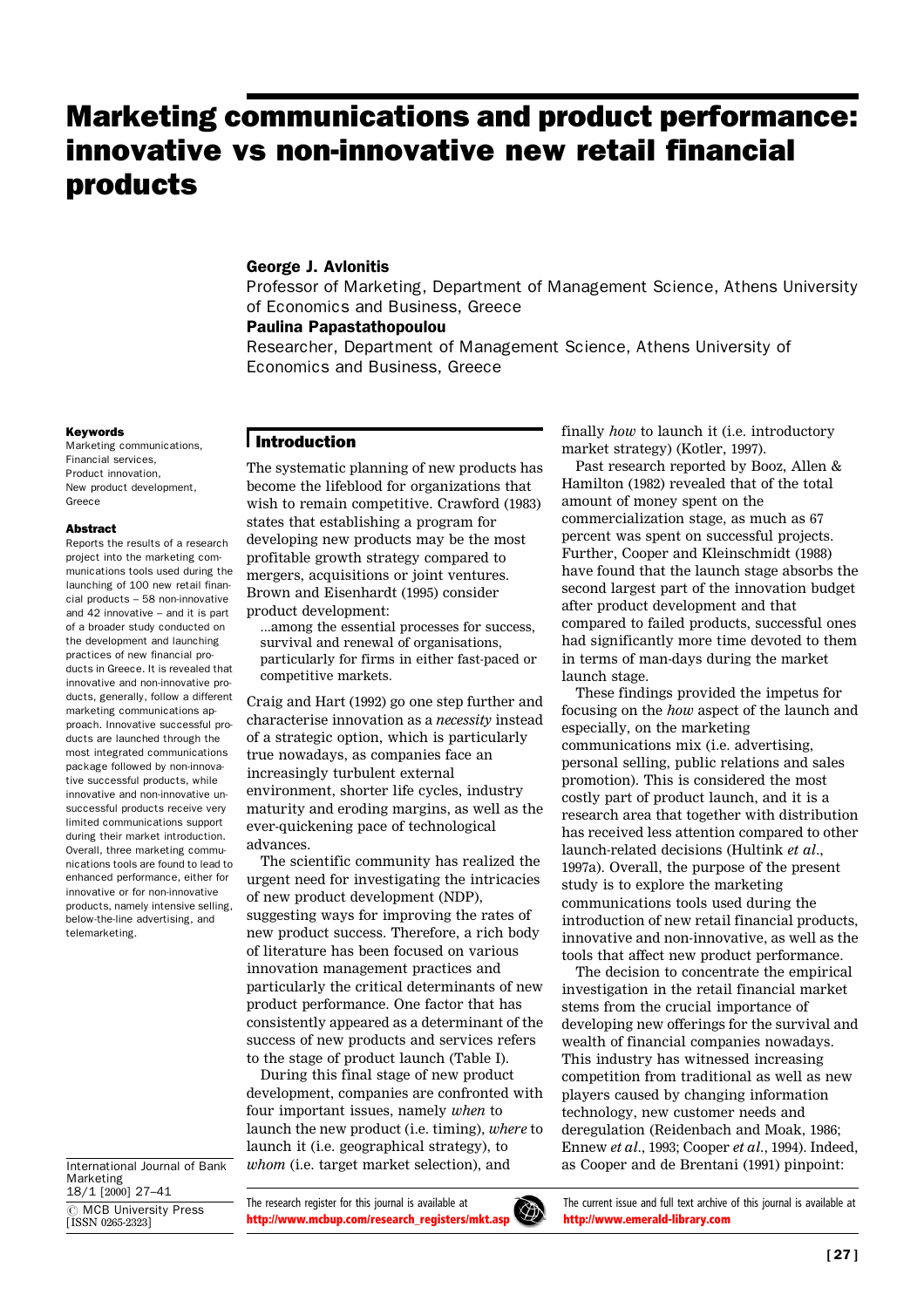# Marketing communications and product performance: innovative vs non-innovative new retail financial products

**George J. Avlonitis**
Professor of Marketing, Department of Management Science, Athens University of Economics and Business, Greece

**Paulina Papastathopoulou**
Researcher, Department of Management Science, Athens University of Economics and Business, Greece

**Keywords**

Marketing communications, Financial services, Product innovation, New product development, Greece

**Abstract**

Reports the results of a research project into the marketing communications tools used during the launching of 100 new retail financial products – 58 non-innovative and 42 innovative – and it is part of a broader study conducted on the development and launching practices of new financial products in Greece. It is revealed that innovative and non-innovative products, generally, follow a different marketing communications approach. Innovative successful products are launched through the most integrated communications package followed by non-innovative successful products, while innovative and non-innovative unsuccessful products receive very limited communications support during their market introduction. Overall, three marketing communications tools are found to lead to enhanced performance, either for innovative or for non-innovative products, namely intensive selling, below-the-line advertising, and telemarketing.

## Introduction

The systematic planning of new products has become the lifeblood for organizations that wish to remain competitive. Crawford (1983) states that establishing a program for developing new products may be the most profitable growth strategy compared to mergers, acquisitions or joint ventures. Brown and Eisenhardt (1995) consider product development:

> ...among the essential processes for success, survival and renewal of organisations, particularly for firms in either fast-paced or competitive markets.

Craig and Hart (1992) go one step further and characterise innovation as a *necessity* instead of a strategic option, which is particularly true nowadays, as companies face an increasingly turbulent external environment, shorter life cycles, industry maturity and eroding margins, as well as the ever-quickening pace of technological advances.

The scientific community has realized the urgent need for investigating the intricacies of new product development (NDP), suggesting ways for improving the rates of new product success. Therefore, a rich body of literature has been focused on various innovation management practices and particularly the critical determinants of new product performance. One factor that has consistently appeared as a determinant of the success of new products and services refers to the stage of product launch (Table I).

During this final stage of new product development, companies are confronted with four important issues, namely *when* to launch the new product (i.e. timing), *where* to launch it (i.e. geographical strategy), to *whom* (i.e. target market selection), and finally *how* to launch it (i.e. introductory market strategy) (Kotler, 1997).

Past research reported by Booz, Allen & Hamilton (1982) revealed that of the total amount of money spent on the commercialization stage, as much as 67 percent was spent on successful projects. Further, Cooper and Kleinschmidt (1988) have found that the launch stage absorbs the second largest part of the innovation budget after product development and that compared to failed products, successful ones had significantly more time devoted to them in terms of man-days during the market launch stage.

These findings provided the impetus for focusing on the *how* aspect of the launch and especially, on the marketing communications mix (i.e. advertising, personal selling, public relations and sales promotion). This is considered the most costly part of product launch, and it is a research area that together with distribution has received less attention compared to other launch-related decisions (Hultink *et al*., 1997a). Overall, the purpose of the present study is to explore the marketing communications tools used during the introduction of new retail financial products, innovative and non-innovative, as well as the tools that affect new product performance.

The decision to concentrate the empirical investigation in the retail financial market stems from the crucial importance of developing new offerings for the survival and wealth of financial companies nowadays. This industry has witnessed increasing competition from traditional as well as new players caused by changing information technology, new customer needs and deregulation (Reidenbach and Moak, 1986; Ennew *et al*., 1993; Cooper *et al*., 1994). Indeed, as Cooper and de Brentani (1991) pinpoint:

The research register for this journal is available at http://www.mcbup.com/research_registers/mkt.asp

The current issue and full text archive of this journal is available at http://www.emerald-library.com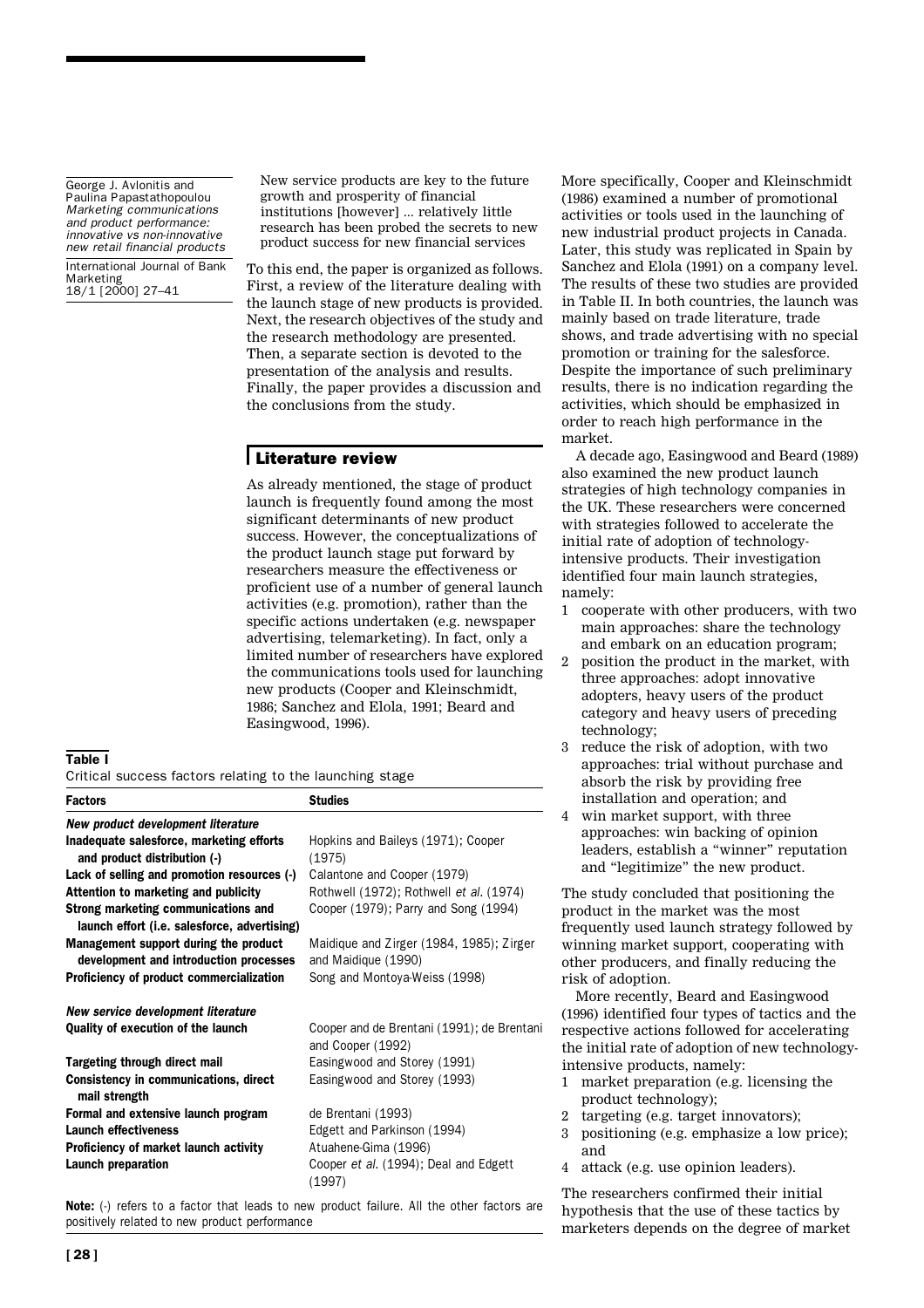New service products are key to the future growth and prosperity of financial institutions [however] ... relatively little research has been probed the secrets to new product success for new financial services

To this end, the paper is organized as follows. First, a review of the literature dealing with the launch stage of new products is provided. Next, the research objectives of the study and the research methodology are presented. Then, a separate section is devoted to the presentation of the analysis and results. Finally, the paper provides a discussion and the conclusions from the study.

## Literature review

As already mentioned, the stage of product launch is frequently found among the most significant determinants of new product success. However, the conceptualizations of the product launch stage put forward by researchers measure the effectiveness or proficient use of a number of general launch activities (e.g. promotion), rather than the specific actions undertaken (e.g. newspaper advertising, telemarketing). In fact, only a limited number of researchers have explored the communications tools used for launching new products (Cooper and Kleinschmidt, 1986; Sanchez and Elola, 1991; Beard and Easingwood, 1996).

**Table I**

Critical success factors relating to the launching stage

| Factors | Studies |
|---|---|
| ***New product development literature*** | |
| **Inadequate salesforce, marketing efforts and product distribution (-)** | Hopkins and Baileys (1971); Cooper (1975) |
| **Lack of selling and promotion resources (-)** | Calantone and Cooper (1979) |
| **Attention to marketing and publicity** | Rothwell (1972); Rothwell *et al.* (1974) |
| **Strong marketing communications and launch effort (i.e. salesforce, advertising)** | Cooper (1979); Parry and Song (1994) |
| **Management support during the product development and introduction processes** | Maidique and Zirger (1984, 1985); Zirger and Maidique (1990) |
| **Proficiency of product commercialization** | Song and Montoya-Weiss (1998) |
| ***New service development literature*** | |
| **Quality of execution of the launch** | Cooper and de Brentani (1991); de Brentani and Cooper (1992) |
| **Targeting through direct mail** | Easingwood and Storey (1991) |
| **Consistency in communications, direct mail strength** | Easingwood and Storey (1993) |
| **Formal and extensive launch program** | de Brentani (1993) |
| **Launch effectiveness** | Edgett and Parkinson (1994) |
| **Proficiency of market launch activity** | Atuahene-Gima (1996) |
| **Launch preparation** | Cooper *et al.* (1994); Deal and Edgett (1997) |

**Note:** (-) refers to a factor that leads to new product failure. All the other factors are positively related to new product performance

More specifically, Cooper and Kleinschmidt (1986) examined a number of promotional activities or tools used in the launching of new industrial product projects in Canada. Later, this study was replicated in Spain by Sanchez and Elola (1991) on a company level. The results of these two studies are provided in Table II. In both countries, the launch was mainly based on trade literature, trade shows, and trade advertising with no special promotion or training for the salesforce. Despite the importance of such preliminary results, there is no indication regarding the activities, which should be emphasized in order to reach high performance in the market.

A decade ago, Easingwood and Beard (1989) also examined the new product launch strategies of high technology companies in the UK. These researchers were concerned with strategies followed to accelerate the initial rate of adoption of technology-intensive products. Their investigation identified four main launch strategies, namely:

1. cooperate with other producers, with two main approaches: share the technology and embark on an education program;
2. position the product in the market, with three approaches: adopt innovative adopters, heavy users of the product category and heavy users of preceding technology;
3. reduce the risk of adoption, with two approaches: trial without purchase and absorb the risk by providing free installation and operation; and
4. win market support, with three approaches: win backing of opinion leaders, establish a "winner" reputation and "legitimize" the new product.

The study concluded that positioning the product in the market was the most frequently used launch strategy followed by winning market support, cooperating with other producers, and finally reducing the risk of adoption.

More recently, Beard and Easingwood (1996) identified four types of tactics and the respective actions followed for accelerating the initial rate of adoption of new technology-intensive products, namely:

1. market preparation (e.g. licensing the product technology);
2. targeting (e.g. target innovators);
3. positioning (e.g. emphasize a low price); and
4. attack (e.g. use opinion leaders).

The researchers confirmed their initial hypothesis that the use of these tactics by marketers depends on the degree of market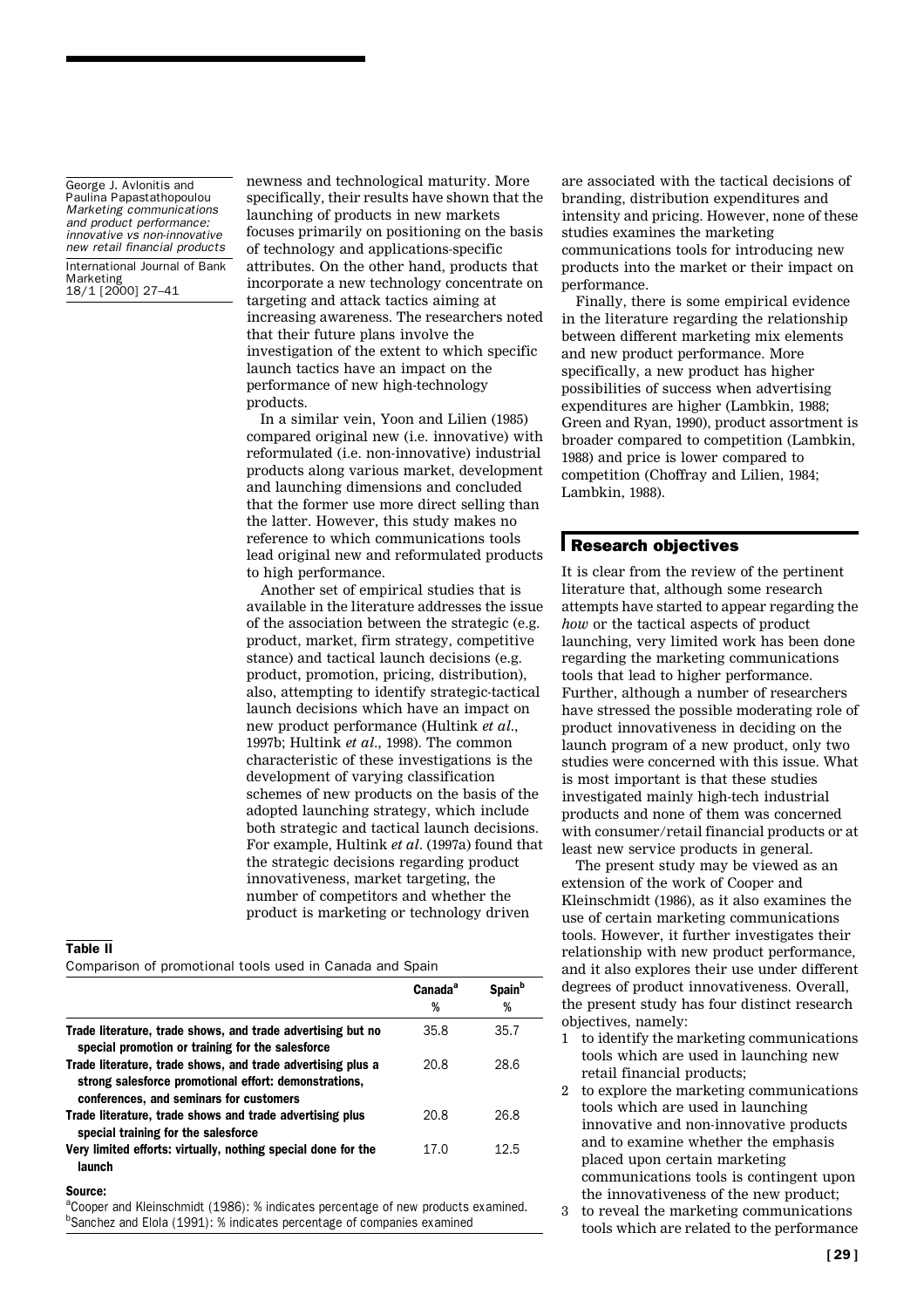newness and technological maturity. More specifically, their results have shown that the launching of products in new markets focuses primarily on positioning on the basis of technology and applications-specific attributes. On the other hand, products that incorporate a new technology concentrate on targeting and attack tactics aiming at increasing awareness. The researchers noted that their future plans involve the investigation of the extent to which specific launch tactics have an impact on the performance of new high-technology products.

In a similar vein, Yoon and Lilien (1985) compared original new (i.e. innovative) with reformulated (i.e. non-innovative) industrial products along various market, development and launching dimensions and concluded that the former use more direct selling than the latter. However, this study makes no reference to which communications tools lead original new and reformulated products to high performance.

Another set of empirical studies that is available in the literature addresses the issue of the association between the strategic (e.g. product, market, firm strategy, competitive stance) and tactical launch decisions (e.g. product, promotion, pricing, distribution), also, attempting to identify strategic-tactical launch decisions which have an impact on new product performance (Hultink *et al*., 1997b; Hultink *et al*., 1998). The common characteristic of these investigations is the development of varying classification schemes of new products on the basis of the adopted launching strategy, which include both strategic and tactical launch decisions. For example, Hultink *et al*. (1997a) found that the strategic decisions regarding product innovativeness, market targeting, the number of competitors and whether the product is marketing or technology driven are associated with the tactical decisions of branding, distribution expenditures and intensity and pricing. However, none of these studies examines the marketing communications tools for introducing new products into the market or their impact on performance.

Finally, there is some empirical evidence in the literature regarding the relationship between different marketing mix elements and new product performance. More specifically, a new product has higher possibilities of success when advertising expenditures are higher (Lambkin, 1988; Green and Ryan, 1990), product assortment is broader compared to competition (Lambkin, 1988) and price is lower compared to competition (Choffray and Lilien, 1984; Lambkin, 1988).

**Table II**

Comparison of promotional tools used in Canada and Spain

| | Canada[a] % | Spain[b] % |
|---|---|---|
| **Trade literature, trade shows, and trade advertising but no special promotion or training for the salesforce** | 35.8 | 35.7 |
| **Trade literature, trade shows, and trade advertising plus a strong salesforce promotional effort: demonstrations, conferences, and seminars for customers** | 20.8 | 28.6 |
| **Trade literature, trade shows and trade advertising plus special training for the salesforce** | 20.8 | 26.8 |
| **Very limited efforts: virtually, nothing special done for the launch** | 17.0 | 12.5 |

**Source:**

[a]Cooper and Kleinschmidt (1986): % indicates percentage of new products examined.
[b]Sanchez and Elola (1991): % indicates percentage of companies examined

## Research objectives

It is clear from the review of the pertinent literature that, although some research attempts have started to appear regarding the *how* or the tactical aspects of product launching, very limited work has been done regarding the marketing communications tools that lead to higher performance. Further, although a number of researchers have stressed the possible moderating role of product innovativeness in deciding on the launch program of a new product, only two studies were concerned with this issue. What is most important is that these studies investigated mainly high-tech industrial products and none of them was concerned with consumer/retail financial products or at least new service products in general.

The present study may be viewed as an extension of the work of Cooper and Kleinschmidt (1986), as it also examines the use of certain marketing communications tools. However, it further investigates their relationship with new product performance, and it also explores their use under different degrees of product innovativeness. Overall, the present study has four distinct research objectives, namely:

1. to identify the marketing communications tools which are used in launching new retail financial products;
2. to explore the marketing communications tools which are used in launching innovative and non-innovative products and to examine whether the emphasis placed upon certain marketing communications tools is contingent upon the innovativeness of the new product;
3. to reveal the marketing communications tools which are related to the performance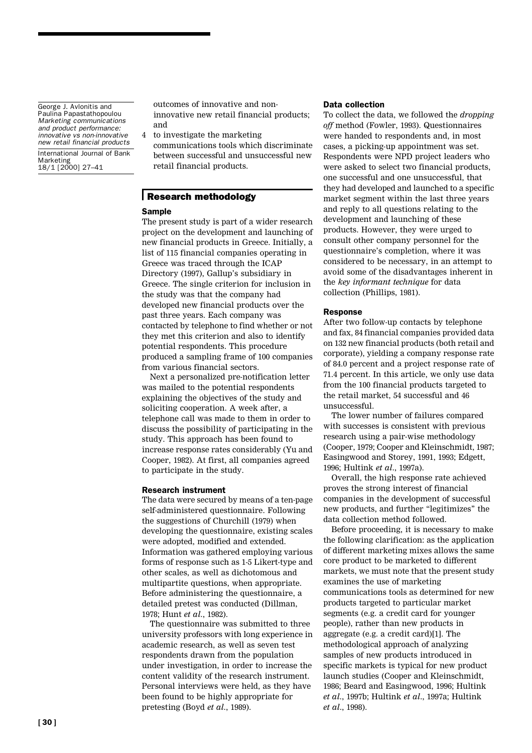outcomes of innovative and non-innovative new retail financial products; and

4 to investigate the marketing communications tools which discriminate between successful and unsuccessful new retail financial products.

## Research methodology

### Sample

The present study is part of a wider research project on the development and launching of new financial products in Greece. Initially, a list of 115 financial companies operating in Greece was traced through the ICAP Directory (1997), Gallup's subsidiary in Greece. The single criterion for inclusion in the study was that the company had developed new financial products over the past three years. Each company was contacted by telephone to find whether or not they met this criterion and also to identify potential respondents. This procedure produced a sampling frame of 100 companies from various financial sectors.

Next a personalized pre-notification letter was mailed to the potential respondents explaining the objectives of the study and soliciting cooperation. A week after, a telephone call was made to them in order to discuss the possibility of participating in the study. This approach has been found to increase response rates considerably (Yu and Cooper, 1982). At first, all companies agreed to participate in the study.

### Research instrument

The data were secured by means of a ten-page self-administered questionnaire. Following the suggestions of Churchill (1979) when developing the questionnaire, existing scales were adopted, modified and extended. Information was gathered employing various forms of response such as 1-5 Likert-type and other scales, as well as dichotomous and multipartite questions, when appropriate. Before administering the questionnaire, a detailed pretest was conducted (Dillman, 1978; Hunt *et al*., 1982).

The questionnaire was submitted to three university professors with long experience in academic research, as well as seven test respondents drawn from the population under investigation, in order to increase the content validity of the research instrument. Personal interviews were held, as they have been found to be highly appropriate for pretesting (Boyd *et al*., 1989).

### Data collection

To collect the data, we followed the *dropping off* method (Fowler, 1993). Questionnaires were handed to respondents and, in most cases, a picking-up appointment was set. Respondents were NPD project leaders who were asked to select two financial products, one successful and one unsuccessful, that they had developed and launched to a specific market segment within the last three years and reply to all questions relating to the development and launching of these products. However, they were urged to consult other company personnel for the questionnaire's completion, where it was considered to be necessary, in an attempt to avoid some of the disadvantages inherent in the *key informant technique* for data collection (Phillips, 1981).

### Response

After two follow-up contacts by telephone and fax, 84 financial companies provided data on 132 new financial products (both retail and corporate), yielding a company response rate of 84.0 percent and a project response rate of 71.4 percent. In this article, we only use data from the 100 financial products targeted to the retail market, 54 successful and 46 unsuccessful.

The lower number of failures compared with successes is consistent with previous research using a pair-wise methodology (Cooper, 1979; Cooper and Kleinschmidt, 1987; Easingwood and Storey, 1991, 1993; Edgett, 1996; Hultink *et al*., 1997a).

Overall, the high response rate achieved proves the strong interest of financial companies in the development of successful new products, and further "legitimizes" the data collection method followed.

Before proceeding, it is necessary to make the following clarification: as the application of different marketing mixes allows the same core product to be marketed to different markets, we must note that the present study examines the use of marketing communications tools as determined for new products targeted to particular market segments (e.g. a credit card for younger people), rather than new products in aggregate (e.g. a credit card)[1]. The methodological approach of analyzing samples of new products introduced in specific markets is typical for new product launch studies (Cooper and Kleinschmidt, 1986; Beard and Easingwood, 1996; Hultink *et al*., 1997b; Hultink *et al*., 1997a; Hultink *et al*., 1998).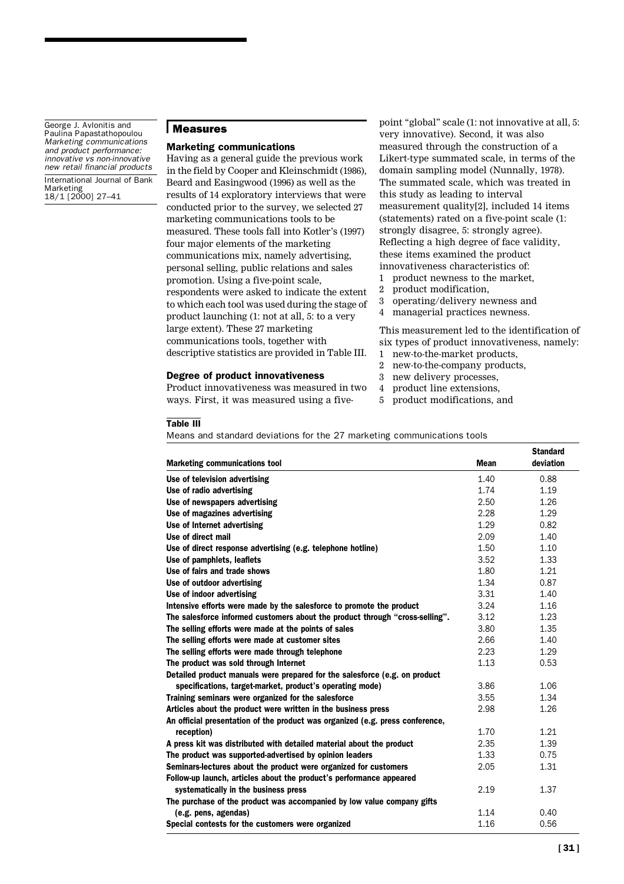## Measures

### Marketing communications

Having as a general guide the previous work in the field by Cooper and Kleinschmidt (1986), Beard and Easingwood (1996) as well as the results of 14 exploratory interviews that were conducted prior to the survey, we selected 27 marketing communications tools to be measured. These tools fall into Kotler's (1997) four major elements of the marketing communications mix, namely advertising, personal selling, public relations and sales promotion. Using a five-point scale, respondents were asked to indicate the extent to which each tool was used during the stage of product launching (1: not at all, 5: to a very large extent). These 27 marketing communications tools, together with descriptive statistics are provided in Table III.

### Degree of product innovativeness

Product innovativeness was measured in two ways. First, it was measured using a five-point "global" scale (1: not innovative at all, 5: very innovative). Second, it was also measured through the construction of a Likert-type summated scale, in terms of the domain sampling model (Nunnally, 1978). The summated scale, which was treated in this study as leading to interval measurement quality[2], included 14 items (statements) rated on a five-point scale (1: strongly disagree, 5: strongly agree). Reflecting a high degree of face validity, these items examined the product innovativeness characteristics of:

1. product newness to the market,
2. product modification,
3. operating/delivery newness and
4. managerial practices newness.

This measurement led to the identification of six types of product innovativeness, namely:

1. new-to-the-market products,
2. new-to-the-company products,
3. new delivery processes,
4. product line extensions,
5. product modifications, and

**Table III**

Means and standard deviations for the 27 marketing communications tools

| Marketing communications tool | Mean | Standard deviation |
|---|---|---|
| Use of television advertising | 1.40 | 0.88 |
| Use of radio advertising | 1.74 | 1.19 |
| Use of newspapers advertising | 2.50 | 1.26 |
| Use of magazines advertising | 2.28 | 1.29 |
| Use of Internet advertising | 1.29 | 0.82 |
| Use of direct mail | 2.09 | 1.40 |
| Use of direct response advertising (e.g. telephone hotline) | 1.50 | 1.10 |
| Use of pamphlets, leaflets | 3.52 | 1.33 |
| Use of fairs and trade shows | 1.80 | 1.21 |
| Use of outdoor advertising | 1.34 | 0.87 |
| Use of indoor advertising | 3.31 | 1.40 |
| Intensive efforts were made by the salesforce to promote the product | 3.24 | 1.16 |
| The salesforce informed customers about the product through "cross-selling". | 3.12 | 1.23 |
| The selling efforts were made at the points of sales | 3.80 | 1.35 |
| The selling efforts were made at customer sites | 2.66 | 1.40 |
| The selling efforts were made through telephone | 2.23 | 1.29 |
| The product was sold through Internet | 1.13 | 0.53 |
| Detailed product manuals were prepared for the salesforce (e.g. on product specifications, target-market, product's operating mode) | 3.86 | 1.06 |
| Training seminars were organized for the salesforce | 3.55 | 1.34 |
| Articles about the product were written in the business press | 2.98 | 1.26 |
| An official presentation of the product was organized (e.g. press conference, reception) | 1.70 | 1.21 |
| A press kit was distributed with detailed material about the product | 2.35 | 1.39 |
| The product was supported-advertised by opinion leaders | 1.33 | 0.75 |
| Seminars-lectures about the product were organized for customers | 2.05 | 1.31 |
| Follow-up launch, articles about the product's performance appeared systematically in the business press | 2.19 | 1.37 |
| The purchase of the product was accompanied by low value company gifts (e.g. pens, agendas) | 1.14 | 0.40 |
| Special contests for the customers were organized | 1.16 | 0.56 |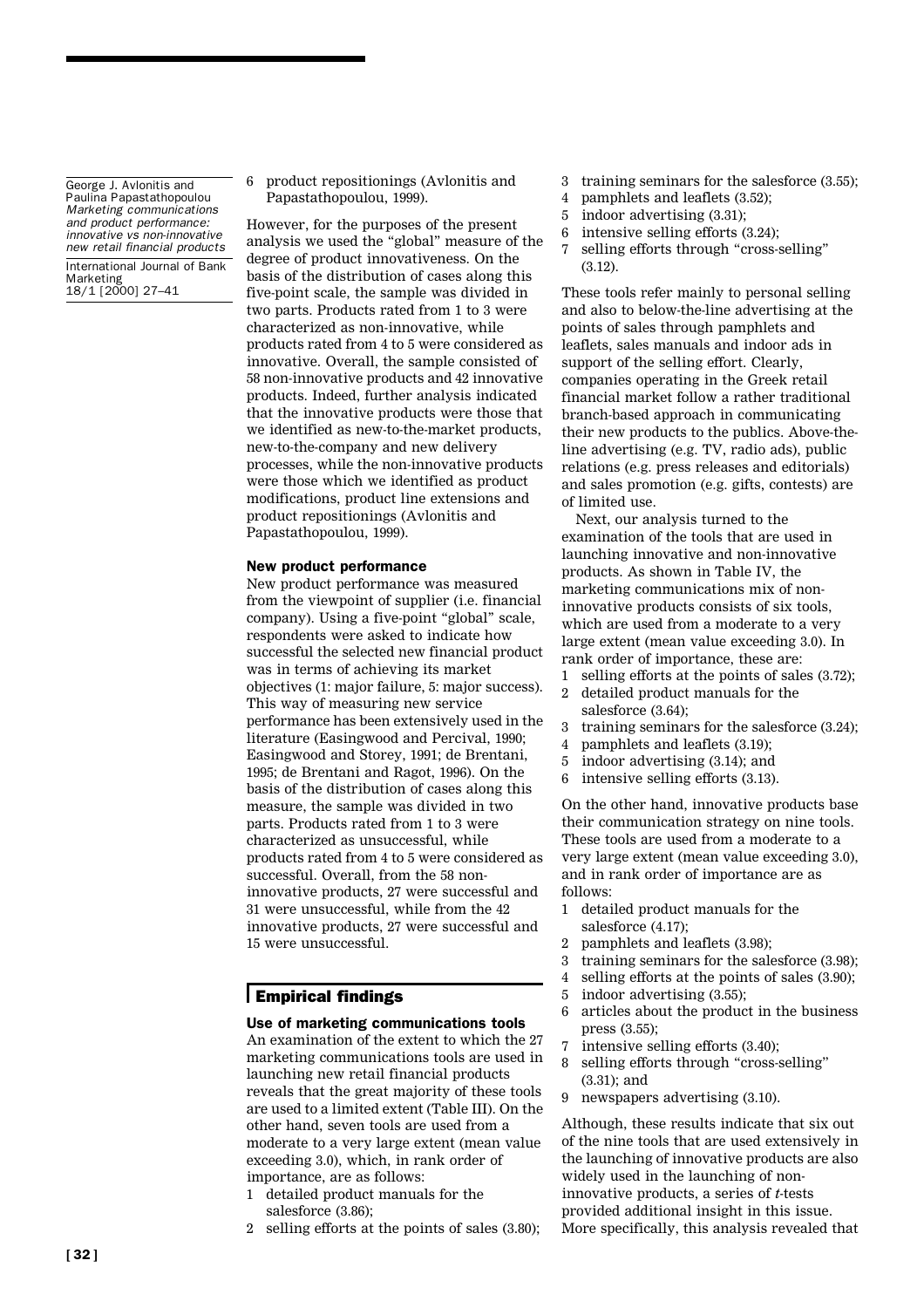6 product repositionings (Avlonitis and Papastathopoulou, 1999).

However, for the purposes of the present analysis we used the "global" measure of the degree of product innovativeness. On the basis of the distribution of cases along this five-point scale, the sample was divided in two parts. Products rated from 1 to 3 were characterized as non-innovative, while products rated from 4 to 5 were considered as innovative. Overall, the sample consisted of 58 non-innovative products and 42 innovative products. Indeed, further analysis indicated that the innovative products were those that we identified as new-to-the-market products, new-to-the-company and new delivery processes, while the non-innovative products were those which we identified as product modifications, product line extensions and product repositionings (Avlonitis and Papastathopoulou, 1999).

### New product performance

New product performance was measured from the viewpoint of supplier (i.e. financial company). Using a five-point "global" scale, respondents were asked to indicate how successful the selected new financial product was in terms of achieving its market objectives (1: major failure, 5: major success). This way of measuring new service performance has been extensively used in the literature (Easingwood and Percival, 1990; Easingwood and Storey, 1991; de Brentani, 1995; de Brentani and Ragot, 1996). On the basis of the distribution of cases along this measure, the sample was divided in two parts. Products rated from 1 to 3 were characterized as unsuccessful, while products rated from 4 to 5 were considered as successful. Overall, from the 58 non-innovative products, 27 were successful and 31 were unsuccessful, while from the 42 innovative products, 27 were successful and 15 were unsuccessful.

## Empirical findings

### Use of marketing communications tools

An examination of the extent to which the 27 marketing communications tools are used in launching new retail financial products reveals that the great majority of these tools are used to a limited extent (Table III). On the other hand, seven tools are used from a moderate to a very large extent (mean value exceeding 3.0), which, in rank order of importance, are as follows:

1. detailed product manuals for the salesforce (3.86);
2. selling efforts at the points of sales (3.80);
3. training seminars for the salesforce (3.55);
4. pamphlets and leaflets (3.52);
5. indoor advertising (3.31);
6. intensive selling efforts (3.24);
7. selling efforts through "cross-selling" (3.12).

These tools refer mainly to personal selling and also to below-the-line advertising at the points of sales through pamphlets and leaflets, sales manuals and indoor ads in support of the selling effort. Clearly, companies operating in the Greek retail financial market follow a rather traditional branch-based approach in communicating their new products to the publics. Above-the-line advertising (e.g. TV, radio ads), public relations (e.g. press releases and editorials) and sales promotion (e.g. gifts, contests) are of limited use.

Next, our analysis turned to the examination of the tools that are used in launching innovative and non-innovative products. As shown in Table IV, the marketing communications mix of non-innovative products consists of six tools, which are used from a moderate to a very large extent (mean value exceeding 3.0). In rank order of importance, these are:

1. selling efforts at the points of sales (3.72);
2. detailed product manuals for the salesforce (3.64);
3. training seminars for the salesforce (3.24);
4. pamphlets and leaflets (3.19);
5. indoor advertising (3.14); and
6. intensive selling efforts (3.13).

On the other hand, innovative products base their communication strategy on nine tools. These tools are used from a moderate to a very large extent (mean value exceeding 3.0), and in rank order of importance are as follows:

1. detailed product manuals for the salesforce (4.17);
2. pamphlets and leaflets (3.98);
3. training seminars for the salesforce (3.98);
4. selling efforts at the points of sales (3.90);
5. indoor advertising (3.55);
6. articles about the product in the business press (3.55);
7. intensive selling efforts (3.40);
8. selling efforts through "cross-selling" (3.31); and
9. newspapers advertising (3.10).

Although, these results indicate that six out of the nine tools that are used extensively in the launching of innovative products are also widely used in the launching of non-innovative products, a series of *t*-tests provided additional insight in this issue. More specifically, this analysis revealed that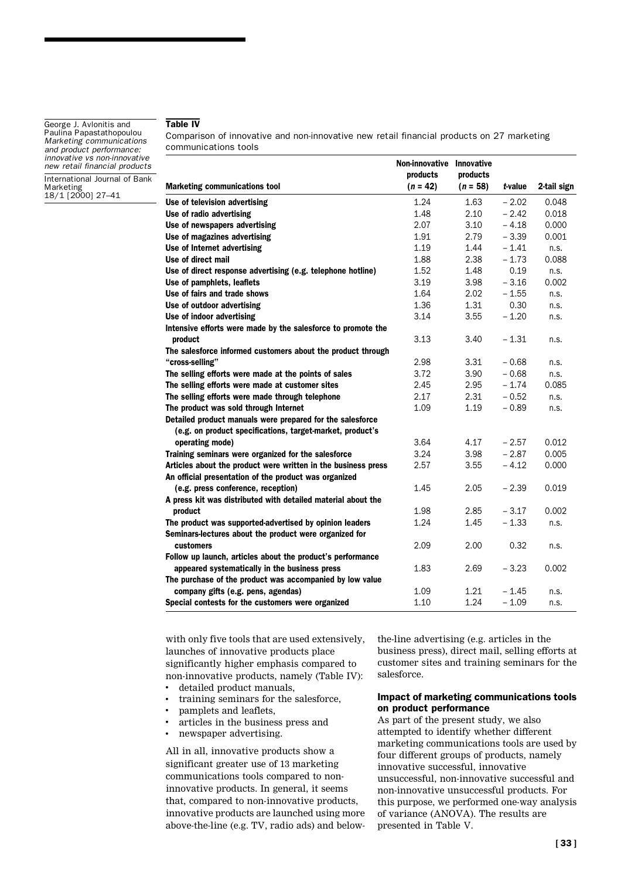**Table IV**

Comparison of innovative and non-innovative new retail financial products on 27 marketing communications tools

| Marketing communications tool | Non-innovative products ($n$ = 42) | Innovative products ($n$ = 58) | $t$-value | 2-tail sign |
|---|---|---|---|---|
| Use of television advertising | 1.24 | 1.63 | – 2.02 | 0.048 |
| Use of radio advertising | 1.48 | 2.10 | – 2.42 | 0.018 |
| Use of newspapers advertising | 2.07 | 3.10 | – 4.18 | 0.000 |
| Use of magazines advertising | 1.91 | 2.79 | – 3.39 | 0.001 |
| Use of Internet advertising | 1.19 | 1.44 | – 1.41 | n.s. |
| Use of direct mail | 1.88 | 2.38 | – 1.73 | 0.088 |
| Use of direct response advertising (e.g. telephone hotline) | 1.52 | 1.48 | 0.19 | n.s. |
| Use of pamphlets, leaflets | 3.19 | 3.98 | – 3.16 | 0.002 |
| Use of fairs and trade shows | 1.64 | 2.02 | – 1.55 | n.s. |
| Use of outdoor advertising | 1.36 | 1.31 | 0.30 | n.s. |
| Use of indoor advertising | 3.14 | 3.55 | – 1.20 | n.s. |
| Intensive efforts were made by the salesforce to promote the product | 3.13 | 3.40 | – 1.31 | n.s. |
| The salesforce informed customers about the product through "cross-selling" | 2.98 | 3.31 | – 0.68 | n.s. |
| The selling efforts were made at the points of sales | 3.72 | 3.90 | – 0.68 | n.s. |
| The selling efforts were made at customer sites | 2.45 | 2.95 | – 1.74 | 0.085 |
| The selling efforts were made through telephone | 2.17 | 2.31 | – 0.52 | n.s. |
| The product was sold through Internet | 1.09 | 1.19 | – 0.89 | n.s. |
| Detailed product manuals were prepared for the salesforce (e.g. on product specifications, target-market, product's operating mode) | 3.64 | 4.17 | – 2.57 | 0.012 |
| Training seminars were organized for the salesforce | 3.24 | 3.98 | – 2.87 | 0.005 |
| Articles about the product were written in the business press | 2.57 | 3.55 | – 4.12 | 0.000 |
| An official presentation of the product was organized (e.g. press conference, reception) | 1.45 | 2.05 | – 2.39 | 0.019 |
| A press kit was distributed with detailed material about the product | 1.98 | 2.85 | – 3.17 | 0.002 |
| The product was supported-advertised by opinion leaders | 1.24 | 1.45 | – 1.33 | n.s. |
| Seminars-lectures about the product were organized for customers | 2.09 | 2.00 | 0.32 | n.s. |
| Follow up launch, articles about the product's performance appeared systematically in the business press | 1.83 | 2.69 | – 3.23 | 0.002 |
| The purchase of the product was accompanied by low value company gifts (e.g. pens, agendas) | 1.09 | 1.21 | – 1.45 | n.s. |
| Special contests for the customers were organized | 1.10 | 1.24 | – 1.09 | n.s. |

with only five tools that are used extensively, launches of innovative products place significantly higher emphasis compared to non-innovative products, namely (Table IV):

- detailed product manuals,
- training seminars for the salesforce,
- pamplets and leaflets,
- articles in the business press and
- newspaper advertising.

All in all, innovative products show a significant greater use of 13 marketing communications tools compared to non-innovative products. In general, it seems that, compared to non-innovative products, innovative products are launched using more above-the-line (e.g. TV, radio ads) and below-the-line advertising (e.g. articles in the business press), direct mail, selling efforts at customer sites and training seminars for the salesforce.

### Impact of marketing communications tools on product performance

As part of the present study, we also attempted to identify whether different marketing communications tools are used by four different groups of products, namely innovative successful, innovative unsuccessful, non-innovative successful and non-innovative unsuccessful products. For this purpose, we performed one-way analysis of variance (ANOVA). The results are presented in Table V.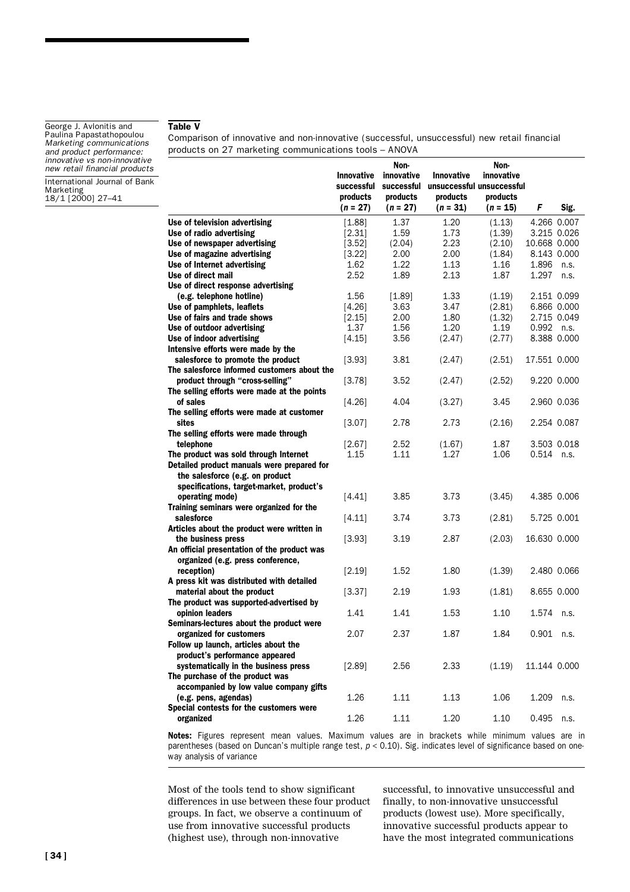**Table V**

Comparison of innovative and non-innovative (successful, unsuccessful) new retail financial products on 27 marketing communications tools – ANOVA

| | Innovative successful products ($n = 27$) | Non-innovative successful products ($n = 27$) | Innovative unsuccessful products ($n = 31$) | Non-innovative unsuccessful products ($n = 15$) | *F* | Sig. |
|---|---|---|---|---|---|---|
| Use of television advertising | [1.88] | 1.37 | 1.20 | (1.13) | 4.266 | 0.007 |
| Use of radio advertising | [2.31] | 1.59 | 1.73 | (1.39) | 3.215 | 0.026 |
| Use of newspaper advertising | [3.52] | (2.04) | 2.23 | (2.10) | 10.668 | 0.000 |
| Use of magazine advertising | [3.22] | 2.00 | 2.00 | (1.84) | 8.143 | 0.000 |
| Use of Internet advertising | 1.62 | 1.22 | 1.13 | 1.16 | 1.896 | n.s. |
| Use of direct mail | 2.52 | 1.89 | 2.13 | 1.87 | 1.297 | n.s. |
| Use of direct response advertising (e.g. telephone hotline) | 1.56 | [1.89] | 1.33 | (1.19) | 2.151 | 0.099 |
| Use of pamphlets, leaflets | [4.26] | 3.63 | 3.47 | (2.81) | 6.866 | 0.000 |
| Use of fairs and trade shows | [2.15] | 2.00 | 1.80 | (1.32) | 2.715 | 0.049 |
| Use of outdoor advertising | 1.37 | 1.56 | 1.20 | 1.19 | 0.992 | n.s. |
| Use of indoor advertising | [4.15] | 3.56 | (2.47) | (2.77) | 8.388 | 0.000 |
| Intensive efforts were made by the salesforce to promote the product | [3.93] | 3.81 | (2.47) | (2.51) | 17.551 | 0.000 |
| The salesforce informed customers about the product through "cross-selling" | [3.78] | 3.52 | (2.47) | (2.52) | 9.220 | 0.000 |
| The selling efforts were made at the points of sales | [4.26] | 4.04 | (3.27) | 3.45 | 2.960 | 0.036 |
| The selling efforts were made at customer sites | [3.07] | 2.78 | 2.73 | (2.16) | 2.254 | 0.087 |
| The selling efforts were made through telephone | [2.67] | 2.52 | (1.67) | 1.87 | 3.503 | 0.018 |
| The product was sold through Internet | 1.15 | 1.11 | 1.27 | 1.06 | 0.514 | n.s. |
| Detailed product manuals were prepared for the salesforce (e.g. on product specifications, target-market, product's operating mode) | [4.41] | 3.85 | 3.73 | (3.45) | 4.385 | 0.006 |
| Training seminars were organized for the salesforce | [4.11] | 3.74 | 3.73 | (2.81) | 5.725 | 0.001 |
| Articles about the product were written in the business press | [3.93] | 3.19 | 2.87 | (2.03) | 16.630 | 0.000 |
| An official presentation of the product was organized (e.g. press conference, reception) | [2.19] | 1.52 | 1.80 | (1.39) | 2.480 | 0.066 |
| A press kit was distributed with detailed material about the product | [3.37] | 2.19 | 1.93 | (1.81) | 8.655 | 0.000 |
| The product was supported-advertised by opinion leaders | 1.41 | 1.41 | 1.53 | 1.10 | 1.574 | n.s. |
| Seminars-lectures about the product were organized for customers | 2.07 | 2.37 | 1.87 | 1.84 | 0.901 | n.s. |
| Follow up launch, articles about the product's performance appeared systematically in the business press | [2.89] | 2.56 | 2.33 | (1.19) | 11.144 | 0.000 |
| The purchase of the product was accompanied by low value company gifts (e.g. pens, agendas) | 1.26 | 1.11 | 1.13 | 1.06 | 1.209 | n.s. |
| Special contests for the customers were organized | 1.26 | 1.11 | 1.20 | 1.10 | 0.495 | n.s. |

**Notes:** Figures represent mean values. Maximum values are in brackets while minimum values are in parentheses (based on Duncan's multiple range test, $p < 0.10$). Sig. indicates level of significance based on one-way analysis of variance

Most of the tools tend to show significant differences in use between these four product groups. In fact, we observe a continuum of use from innovative successful products (highest use), through non-innovative successful, to innovative unsuccessful and finally, to non-innovative unsuccessful products (lowest use). More specifically, innovative successful products appear to have the most integrated communications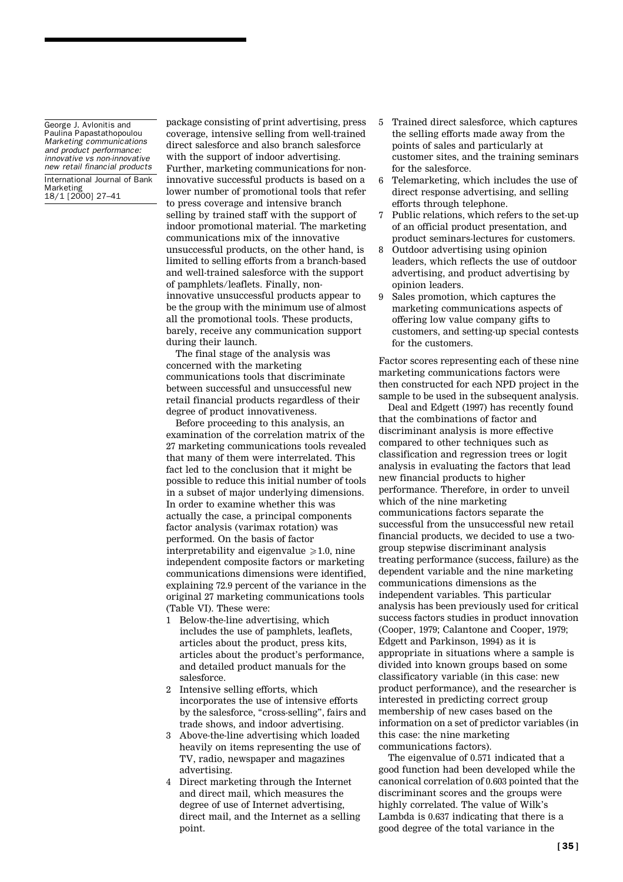package consisting of print advertising, press coverage, intensive selling from well-trained direct salesforce and also branch salesforce with the support of indoor advertising. Further, marketing communications for non-innovative successful products is based on a lower number of promotional tools that refer to press coverage and intensive branch selling by trained staff with the support of indoor promotional material. The marketing communications mix of the innovative unsuccessful products, on the other hand, is limited to selling efforts from a branch-based and well-trained salesforce with the support of pamphlets/leaflets. Finally, non-innovative unsuccessful products appear to be the group with the minimum use of almost all the promotional tools. These products, barely, receive any communication support during their launch.

The final stage of the analysis was concerned with the marketing communications tools that discriminate between successful and unsuccessful new retail financial products regardless of their degree of product innovativeness.

Before proceeding to this analysis, an examination of the correlation matrix of the 27 marketing communications tools revealed that many of them were interrelated. This fact led to the conclusion that it might be possible to reduce this initial number of tools in a subset of major underlying dimensions. In order to examine whether this was actually the case, a principal components factor analysis (varimax rotation) was performed. On the basis of factor interpretability and eigenvalue $\geqslant 1.0$, nine independent composite factors or marketing communications dimensions were identified, explaining 72.9 percent of the variance in the original 27 marketing communications tools (Table VI). These were:

1. Below-the-line advertising, which includes the use of pamphlets, leaflets, articles about the product, press kits, articles about the product's performance, and detailed product manuals for the salesforce.
2. Intensive selling efforts, which incorporates the use of intensive efforts by the salesforce, "cross-selling", fairs and trade shows, and indoor advertising.
3. Above-the-line advertising which loaded heavily on items representing the use of TV, radio, newspaper and magazines advertising.
4. Direct marketing through the Internet and direct mail, which measures the degree of use of Internet advertising, direct mail, and the Internet as a selling point.
5. Trained direct salesforce, which captures the selling efforts made away from the points of sales and particularly at customer sites, and the training seminars for the salesforce.
6. Telemarketing, which includes the use of direct response advertising, and selling efforts through telephone.
7. Public relations, which refers to the set-up of an official product presentation, and product seminars-lectures for customers.
8. Outdoor advertising using opinion leaders, which reflects the use of outdoor advertising, and product advertising by opinion leaders.
9. Sales promotion, which captures the marketing communications aspects of offering low value company gifts to customers, and setting-up special contests for the customers.

Factor scores representing each of these nine marketing communications factors were then constructed for each NPD project in the sample to be used in the subsequent analysis.

Deal and Edgett (1997) has recently found that the combinations of factor and discriminant analysis is more effective compared to other techniques such as classification and regression trees or logit analysis in evaluating the factors that lead new financial products to higher performance. Therefore, in order to unveil which of the nine marketing communications factors separate the successful from the unsuccessful new retail financial products, we decided to use a two-group stepwise discriminant analysis treating performance (success, failure) as the dependent variable and the nine marketing communications dimensions as the independent variables. This particular analysis has been previously used for critical success factors studies in product innovation (Cooper, 1979; Calantone and Cooper, 1979; Edgett and Parkinson, 1994) as it is appropriate in situations where a sample is divided into known groups based on some classificatory variable (in this case: new product performance), and the researcher is interested in predicting correct group membership of new cases based on the information on a set of predictor variables (in this case: the nine marketing communications factors).

The eigenvalue of 0.571 indicated that a good function had been developed while the canonical correlation of 0.603 pointed that the discriminant scores and the groups were highly correlated. The value of Wilk's Lambda is 0.637 indicating that there is a good degree of the total variance in the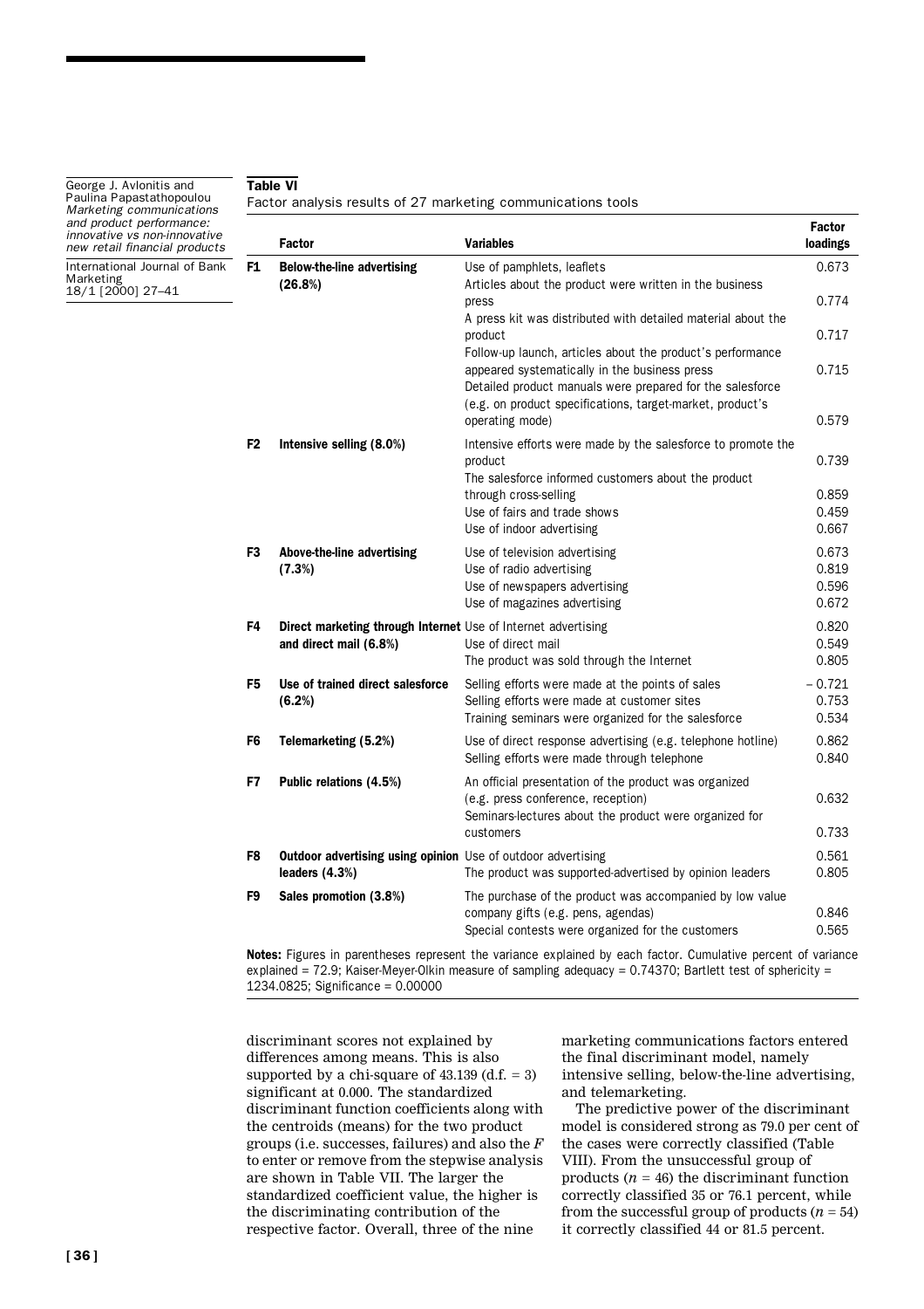**Table VI**
Factor analysis results of 27 marketing communications tools

| | Factor | Variables | Factor loadings |
|---|---|---|---|
| F1 | **Below-the-line advertising (26.8%)** | Use of pamphlets, leaflets | 0.673 |
| | | Articles about the product were written in the business press | 0.774 |
| | | A press kit was distributed with detailed material about the product | 0.717 |
| | | Follow-up launch, articles about the product's performance appeared systematically in the business press | 0.715 |
| | | Detailed product manuals were prepared for the salesforce (e.g. on product specifications, target-market, product's operating mode) | 0.579 |
| F2 | **Intensive selling (8.0%)** | Intensive efforts were made by the salesforce to promote the product | 0.739 |
| | | The salesforce informed customers about the product through cross-selling | 0.859 |
| | | Use of fairs and trade shows | 0.459 |
| | | Use of indoor advertising | 0.667 |
| F3 | **Above-the-line advertising (7.3%)** | Use of television advertising | 0.673 |
| | | Use of radio advertising | 0.819 |
| | | Use of newspapers advertising | 0.596 |
| | | Use of magazines advertising | 0.672 |
| F4 | **Direct marketing through Internet and direct mail (6.8%)** | Use of Internet advertising | 0.820 |
| | | Use of direct mail | 0.549 |
| | | The product was sold through the Internet | 0.805 |
| F5 | **Use of trained direct salesforce (6.2%)** | Selling efforts were made at the points of sales | – 0.721 |
| | | Selling efforts were made at customer sites | 0.753 |
| | | Training seminars were organized for the salesforce | 0.534 |
| F6 | **Telemarketing (5.2%)** | Use of direct response advertising (e.g. telephone hotline) | 0.862 |
| | | Selling efforts were made through telephone | 0.840 |
| F7 | **Public relations (4.5%)** | An official presentation of the product was organized (e.g. press conference, reception) | 0.632 |
| | | Seminars-lectures about the product were organized for customers | 0.733 |
| F8 | **Outdoor advertising using opinion leaders (4.3%)** | Use of outdoor advertising | 0.561 |
| | | The product was supported-advertised by opinion leaders | 0.805 |
| F9 | **Sales promotion (3.8%)** | The purchase of the product was accompanied by low value company gifts (e.g. pens, agendas) | 0.846 |
| | | Special contests were organized for the customers | 0.565 |

**Notes:** Figures in parentheses represent the variance explained by each factor. Cumulative percent of variance explained = 72.9; Kaiser-Meyer-Olkin measure of sampling adequacy = 0.74370; Bartlett test of sphericity = 1234.0825; Significance = 0.00000

discriminant scores not explained by differences among means. This is also supported by a chi-square of 43.139 (d.f. = 3) significant at 0.000. The standardized discriminant function coefficients along with the centroids (means) for the two product groups (i.e. successes, failures) and also the $F$ to enter or remove from the stepwise analysis are shown in Table VII. The larger the standardized coefficient value, the higher is the discriminating contribution of the respective factor. Overall, three of the nine marketing communications factors entered the final discriminant model, namely intensive selling, below-the-line advertising, and telemarketing.

The predictive power of the discriminant model is considered strong as 79.0 per cent of the cases were correctly classified (Table VIII). From the unsuccessful group of products ($n$ = 46) the discriminant function correctly classified 35 or 76.1 percent, while from the successful group of products ($n$ = 54) it correctly classified 44 or 81.5 percent.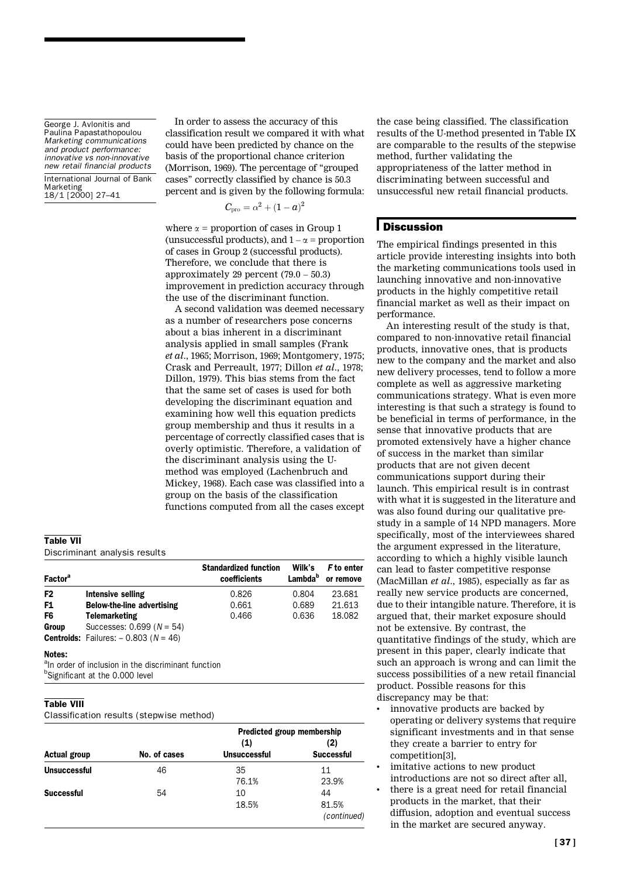In order to assess the accuracy of this classification result we compared it with what could have been predicted by chance on the basis of the proportional chance criterion (Morrison, 1969). The percentage of "grouped cases" correctly classified by chance is 50.3 percent and is given by the following formula:

$$C_{\text{pro}} = \alpha^2 + (1 - \alpha)^2$$

where $\alpha$ = proportion of cases in Group 1 (unsuccessful products), and $1 - \alpha$ = proportion of cases in Group 2 (successful products). Therefore, we conclude that there is approximately 29 percent (79.0 – 50.3) improvement in prediction accuracy through the use of the discriminant function.

A second validation was deemed necessary as a number of researchers pose concerns about a bias inherent in a discriminant analysis applied in small samples (Frank *et al*., 1965; Morrison, 1969; Montgomery, 1975; Crask and Perreault, 1977; Dillon *et al*., 1978; Dillon, 1979). This bias stems from the fact that the same set of cases is used for both developing the discriminant equation and examining how well this equation predicts group membership and thus it results in a percentage of correctly classified cases that is overly optimistic. Therefore, a validation of the discriminant analysis using the U-method was employed (Lachenbruch and Mickey, 1968). Each case was classified into a group on the basis of the classification functions computed from all the cases except the case being classified. The classification results of the U-method presented in Table IX are comparable to the results of the stepwise method, further validating the appropriateness of the latter method in discriminating between successful and unsuccessful new retail financial products.

**Table VII**
Discriminant analysis results

| Factor[a] | | Standardized function coefficients | Wilk's Lambda[b] | *F* to enter or remove |
|---|---|---|---|---|
| F2 | Intensive selling | 0.826 | 0.804 | 23.681 |
| F1 | Below-the-line advertising | 0.661 | 0.689 | 21.613 |
| F6 | Telemarketing | 0.466 | 0.636 | 18.082 |
| Group | Successes: 0.699 ($N = 54$) | | | |
| Centroids: | Failures: – 0.803 ($N = 46$) | | | |

**Notes:**
[a]In order of inclusion in the discriminant function
[b]Significant at the 0.000 level

**Table VIII**
Classification results (stepwise method)

| | | Predicted group membership | |
|---|---|---|---|
| Actual group | No. of cases | (1) Unsuccessful | (2) Successful |
| Unsuccessful | 46 | 35<br>76.1% | 11<br>23.9% |
| Successful | 54 | 10<br>18.5% | 44<br>81.5% |

*(continued)*

## Discussion

The empirical findings presented in this article provide interesting insights into both the marketing communications tools used in launching innovative and non-innovative products in the highly competitive retail financial market as well as their impact on performance.

An interesting result of the study is that, compared to non-innovative retail financial products, innovative ones, that is products new to the company and the market and also new delivery processes, tend to follow a more complete as well as aggressive marketing communications strategy. What is even more interesting is that such a strategy is found to be beneficial in terms of performance, in the sense that innovative products that are promoted extensively have a higher chance of success in the market than similar products that are not given decent communications support during their launch. This empirical result is in contrast with what it is suggested in the literature and was also found during our qualitative pre-study in a sample of 14 NPD managers. More specifically, most of the interviewees shared the argument expressed in the literature, according to which a highly visible launch can lead to faster competitive response (MacMillan *et al*., 1985), especially as far as really new service products are concerned, due to their intangible nature. Therefore, it is argued that, their market exposure should not be extensive. By contrast, the quantitative findings of the study, which are present in this paper, clearly indicate that such an approach is wrong and can limit the success possibilities of a new retail financial product. Possible reasons for this discrepancy may be that:

- innovative products are backed by operating or delivery systems that require significant investments and in that sense they create a barrier to entry for competition[3],
- imitative actions to new product introductions are not so direct after all,
- there is a great need for retail financial products in the market, that their diffusion, adoption and eventual success in the market are secured anyway.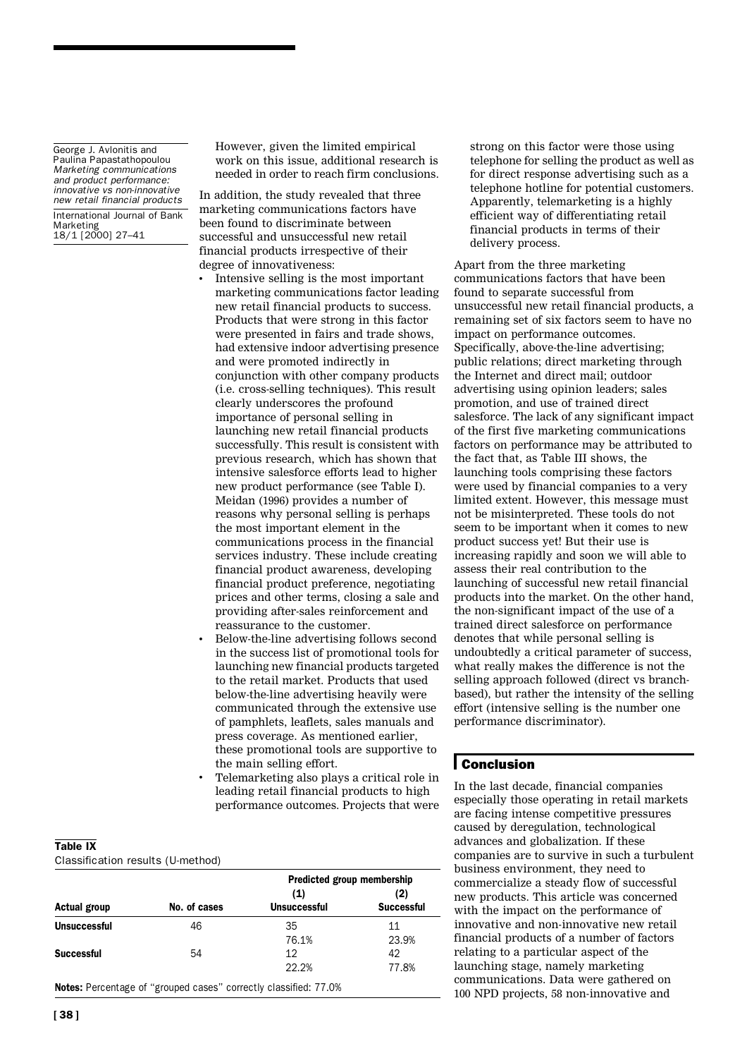However, given the limited empirical work on this issue, additional research is needed in order to reach firm conclusions.

In addition, the study revealed that three marketing communications factors have been found to discriminate between successful and unsuccessful new retail financial products irrespective of their degree of innovativeness:

- Intensive selling is the most important marketing communications factor leading new retail financial products to success. Products that were strong in this factor were presented in fairs and trade shows, had extensive indoor advertising presence and were promoted indirectly in conjunction with other company products (i.e. cross-selling techniques). This result clearly underscores the profound importance of personal selling in launching new retail financial products successfully. This result is consistent with previous research, which has shown that intensive salesforce efforts lead to higher new product performance (see Table I). Meidan (1996) provides a number of reasons why personal selling is perhaps the most important element in the communications process in the financial services industry. These include creating financial product awareness, developing financial product preference, negotiating prices and other terms, closing a sale and providing after-sales reinforcement and reassurance to the customer.
- Below-the-line advertising follows second in the success list of promotional tools for launching new financial products targeted to the retail market. Products that used below-the-line advertising heavily were communicated through the extensive use of pamphlets, leaflets, sales manuals and press coverage. As mentioned earlier, these promotional tools are supportive to the main selling effort.
- Telemarketing also plays a critical role in leading retail financial products to high performance outcomes. Projects that were strong on this factor were those using telephone for selling the product as well as for direct response advertising such as a telephone hotline for potential customers. Apparently, telemarketing is a highly efficient way of differentiating retail financial products in terms of their delivery process.

Apart from the three marketing communications factors that have been found to separate successful from unsuccessful new retail financial products, a remaining set of six factors seem to have no impact on performance outcomes. Specifically, above-the-line advertising; public relations; direct marketing through the Internet and direct mail; outdoor advertising using opinion leaders; sales promotion, and use of trained direct salesforce. The lack of any significant impact of the first five marketing communications factors on performance may be attributed to the fact that, as Table III shows, the launching tools comprising these factors were used by financial companies to a very limited extent. However, this message must not be misinterpreted. These tools do not seem to be important when it comes to new product success yet! But their use is increasing rapidly and soon we will able to assess their real contribution to the launching of successful new retail financial products into the market. On the other hand, the non-significant impact of the use of a trained direct salesforce on performance denotes that while personal selling is undoubtedly a critical parameter of success, what really makes the difference is not the selling approach followed (direct vs branch-based), but rather the intensity of the selling effort (intensive selling is the number one performance discriminator).

**Table IX**
Classification results (U-method)

| | | Predicted group membership | |
|---|---|---|---|
| Actual group | No. of cases | (1) Unsuccessful | (2) Successful |
| **Unsuccessful** | 46 | 35 | 11 |
| | | 76.1% | 23.9% |
| **Successful** | 54 | 12 | 42 |
| | | 22.2% | 77.8% |

**Notes:** Percentage of "grouped cases" correctly classified: 77.0%

## Conclusion

In the last decade, financial companies especially those operating in retail markets are facing intense competitive pressures caused by deregulation, technological advances and globalization. If these companies are to survive in such a turbulent business environment, they need to commercialize a steady flow of successful new products. This article was concerned with the impact on the performance of innovative and non-innovative new retail financial products of a number of factors relating to a particular aspect of the launching stage, namely marketing communications. Data were gathered on 100 NPD projects, 58 non-innovative and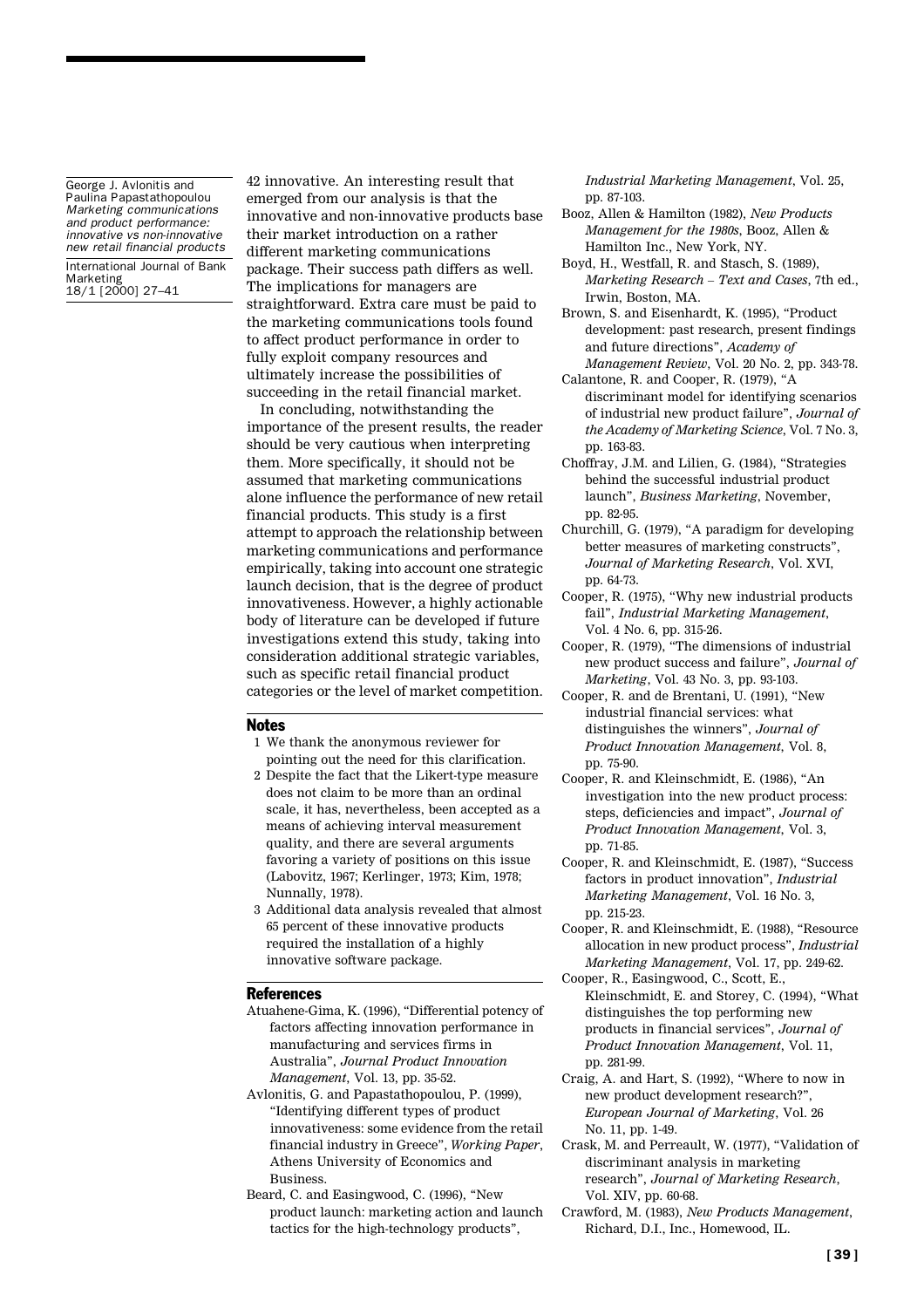42 innovative. An interesting result that emerged from our analysis is that the innovative and non-innovative products base their market introduction on a rather different marketing communications package. Their success path differs as well. The implications for managers are straightforward. Extra care must be paid to the marketing communications tools found to affect product performance in order to fully exploit company resources and ultimately increase the possibilities of succeeding in the retail financial market.

In concluding, notwithstanding the importance of the present results, the reader should be very cautious when interpreting them. More specifically, it should not be assumed that marketing communications alone influence the performance of new retail financial products. This study is a first attempt to approach the relationship between marketing communications and performance empirically, taking into account one strategic launch decision, that is the degree of product innovativeness. However, a highly actionable body of literature can be developed if future investigations extend this study, taking into consideration additional strategic variables, such as specific retail financial product categories or the level of market competition.

## Notes

1. We thank the anonymous reviewer for pointing out the need for this clarification.
2. Despite the fact that the Likert-type measure does not claim to be more than an ordinal scale, it has, nevertheless, been accepted as a means of achieving interval measurement quality, and there are several arguments favoring a variety of positions on this issue (Labovitz, 1967; Kerlinger, 1973; Kim, 1978; Nunnally, 1978).
3. Additional data analysis revealed that almost 65 percent of these innovative products required the installation of a highly innovative software package.

## References

Atuahene-Gima, K. (1996), "Differential potency of factors affecting innovation performance in manufacturing and services firms in Australia", *Journal Product Innovation Management*, Vol. 13, pp. 35-52.

Avlonitis, G. and Papastathopoulou, P. (1999), "Identifying different types of product innovativeness: some evidence from the retail financial industry in Greece", *Working Paper*, Athens University of Economics and Business.

Beard, C. and Easingwood, C. (1996), "New product launch: marketing action and launch tactics for the high-technology products", *Industrial Marketing Management*, Vol. 25, pp. 87-103.

Booz, Allen & Hamilton (1982), *New Products Management for the 1980s*, Booz, Allen & Hamilton Inc., New York, NY.

Boyd, H., Westfall, R. and Stasch, S. (1989), *Marketing Research – Text and Cases*, 7th ed., Irwin, Boston, MA.

Brown, S. and Eisenhardt, K. (1995), "Product development: past research, present findings and future directions", *Academy of Management Review*, Vol. 20 No. 2, pp. 343-78.

Calantone, R. and Cooper, R. (1979), "A discriminant model for identifying scenarios of industrial new product failure", *Journal of the Academy of Marketing Science*, Vol. 7 No. 3, pp. 163-83.

Choffray, J.M. and Lilien, G. (1984), "Strategies behind the successful industrial product launch", *Business Marketing*, November, pp. 82-95.

Churchill, G. (1979), "A paradigm for developing better measures of marketing constructs", *Journal of Marketing Research*, Vol. XVI, pp. 64-73.

Cooper, R. (1975), "Why new industrial products fail", *Industrial Marketing Management*, Vol. 4 No. 6, pp. 315-26.

Cooper, R. (1979), "The dimensions of industrial new product success and failure", *Journal of Marketing*, Vol. 43 No. 3, pp. 93-103.

Cooper, R. and de Brentani, U. (1991), "New industrial financial services: what distinguishes the winners", *Journal of Product Innovation Management*, Vol. 8, pp. 75-90.

Cooper, R. and Kleinschmidt, E. (1986), "An investigation into the new product process: steps, deficiencies and impact", *Journal of Product Innovation Management*, Vol. 3, pp. 71-85.

Cooper, R. and Kleinschmidt, E. (1987), "Success factors in product innovation", *Industrial Marketing Management*, Vol. 16 No. 3, pp. 215-23.

Cooper, R. and Kleinschmidt, E. (1988), "Resource allocation in new product process", *Industrial Marketing Management*, Vol. 17, pp. 249-62.

Cooper, R., Easingwood, C., Scott, E., Kleinschmidt, E. and Storey, C. (1994), "What distinguishes the top performing new products in financial services", *Journal of Product Innovation Management*, Vol. 11, pp. 281-99.

Craig, A. and Hart, S. (1992), "Where to now in new product development research?", *European Journal of Marketing*, Vol. 26 No. 11, pp. 1-49.

Crask, M. and Perreault, W. (1977), "Validation of discriminant analysis in marketing research", *Journal of Marketing Research*, Vol. XIV, pp. 60-68.

Crawford, M. (1983), *New Products Management*, Richard, D.I., Inc., Homewood, IL.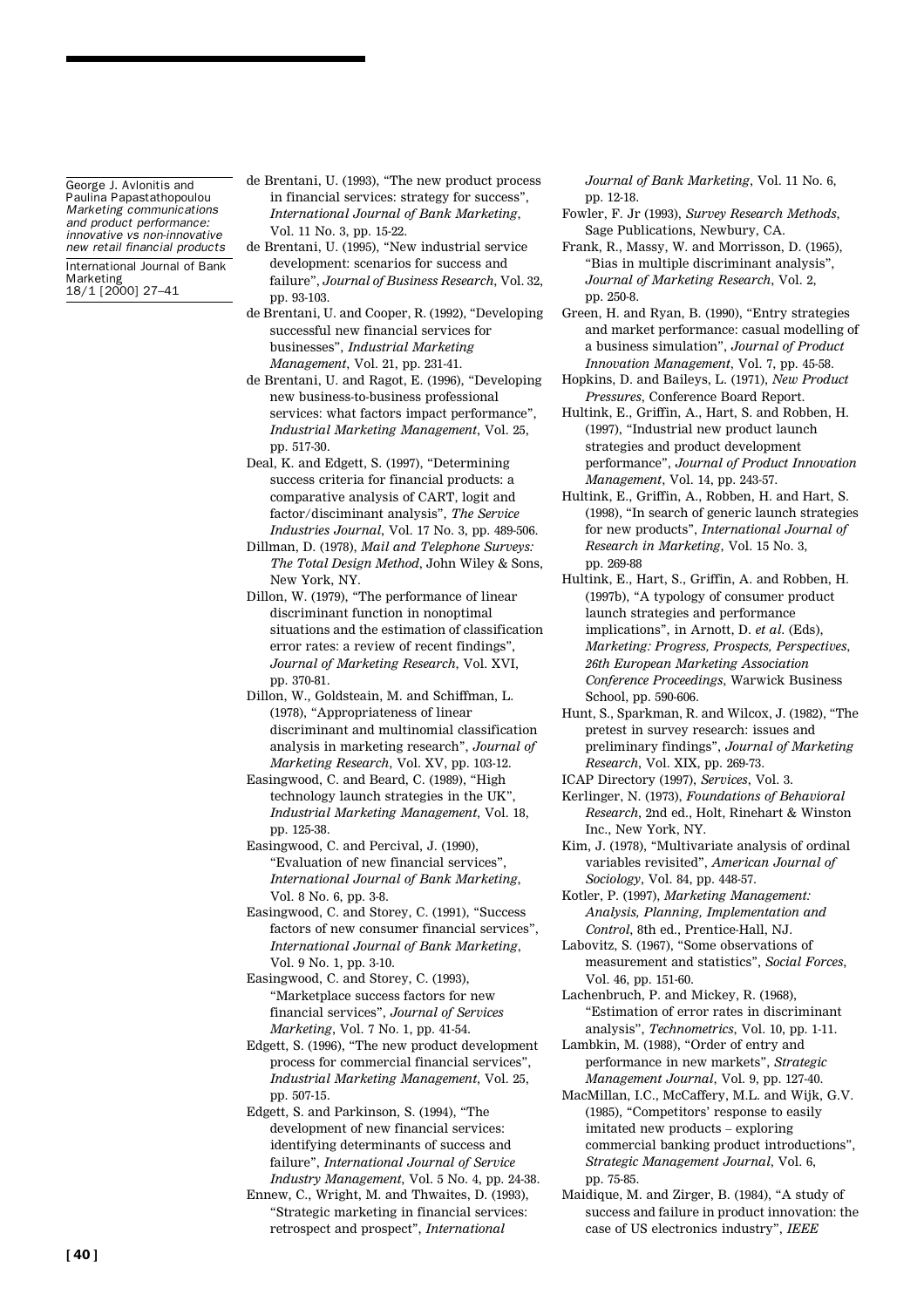de Brentani, U. (1993), "The new product process in financial services: strategy for success", *International Journal of Bank Marketing*, Vol. 11 No. 3, pp. 15-22.

de Brentani, U. (1995), "New industrial service development: scenarios for success and failure", *Journal of Business Research*, Vol. 32, pp. 93-103.

de Brentani, U. and Cooper, R. (1992), "Developing successful new financial services for businesses", *Industrial Marketing Management*, Vol. 21, pp. 231-41.

de Brentani, U. and Ragot, E. (1996), "Developing new business-to-business professional services: what factors impact performance", *Industrial Marketing Management*, Vol. 25, pp. 517-30.

Deal, K. and Edgett, S. (1997), "Determining success criteria for financial products: a comparative analysis of CART, logit and factor/disciminant analysis", *The Service Industries Journal*, Vol. 17 No. 3, pp. 489-506.

Dillman, D. (1978), *Mail and Telephone Surveys: The Total Design Method*, John Wiley & Sons, New York, NY.

Dillon, W. (1979), "The performance of linear discriminant function in nonoptimal situations and the estimation of classification error rates: a review of recent findings", *Journal of Marketing Research*, Vol. XVI, pp. 370-81.

Dillon, W., Goldsteain, M. and Schiffman, L. (1978), "Appropriateness of linear discriminant and multinomial classification analysis in marketing research", *Journal of Marketing Research*, Vol. XV, pp. 103-12.

Easingwood, C. and Beard, C. (1989), "High technology launch strategies in the UK", *Industrial Marketing Management*, Vol. 18, pp. 125-38.

Easingwood, C. and Percival, J. (1990), "Evaluation of new financial services", *International Journal of Bank Marketing*, Vol. 8 No. 6, pp. 3-8.

Easingwood, C. and Storey, C. (1991), "Success factors of new consumer financial services", *International Journal of Bank Marketing*, Vol. 9 No. 1, pp. 3-10.

Easingwood, C. and Storey, C. (1993), "Marketplace success factors for new financial services", *Journal of Services Marketing*, Vol. 7 No. 1, pp. 41-54.

Edgett, S. (1996), "The new product development process for commercial financial services", *Industrial Marketing Management*, Vol. 25, pp. 507-15.

Edgett, S. and Parkinson, S. (1994), "The development of new financial services: identifying determinants of success and failure", *International Journal of Service Industry Management*, Vol. 5 No. 4, pp. 24-38.

Ennew, C., Wright, M. and Thwaites, D. (1993), "Strategic marketing in financial services: retrospect and prospect", *International Journal of Bank Marketing*, Vol. 11 No. 6, pp. 12-18.

Fowler, F. Jr (1993), *Survey Research Methods*, Sage Publications, Newbury, CA.

Frank, R., Massy, W. and Morrisson, D. (1965), "Bias in multiple discriminant analysis", *Journal of Marketing Research*, Vol. 2, pp. 250-8.

Green, H. and Ryan, B. (1990), "Entry strategies and market performance: casual modelling of a business simulation", *Journal of Product Innovation Management*, Vol. 7, pp. 45-58.

Hopkins, D. and Baileys, L. (1971), *New Product Pressures*, Conference Board Report.

Hultink, E., Griffin, A., Hart, S. and Robben, H. (1997), "Industrial new product launch strategies and product development performance", *Journal of Product Innovation Management*, Vol. 14, pp. 243-57.

Hultink, E., Griffin, A., Robben, H. and Hart, S. (1998), "In search of generic launch strategies for new products", *International Journal of Research in Marketing*, Vol. 15 No. 3, pp. 269-88

Hultink, E., Hart, S., Griffin, A. and Robben, H. (1997b), "A typology of consumer product launch strategies and performance implications", in Arnott, D. *et al.* (Eds), *Marketing: Progress, Prospects, Perspectives, 26th European Marketing Association Conference Proceedings*, Warwick Business School, pp. 590-606.

Hunt, S., Sparkman, R. and Wilcox, J. (1982), "The pretest in survey research: issues and preliminary findings", *Journal of Marketing Research*, Vol. XIX, pp. 269-73.

ICAP Directory (1997), *Services*, Vol. 3.

Kerlinger, N. (1973), *Foundations of Behavioral Research*, 2nd ed., Holt, Rinehart & Winston Inc., New York, NY.

Kim, J. (1978), "Multivariate analysis of ordinal variables revisited", *American Journal of Sociology*, Vol. 84, pp. 448-57.

Kotler, P. (1997), *Marketing Management: Analysis, Planning, Implementation and Control*, 8th ed., Prentice-Hall, NJ.

Labovitz, S. (1967), "Some observations of measurement and statistics", *Social Forces*, Vol. 46, pp. 151-60.

Lachenbruch, P. and Mickey, R. (1968), "Estimation of error rates in discriminant analysis", *Technometrics*, Vol. 10, pp. 1-11.

Lambkin, M. (1988), "Order of entry and performance in new markets", *Strategic Management Journal*, Vol. 9, pp. 127-40.

MacMillan, I.C., McCaffery, M.L. and Wijk, G.V. (1985), "Competitors' response to easily imitated new products – exploring commercial banking product introductions", *Strategic Management Journal*, Vol. 6, pp. 75-85.

Maidique, M. and Zirger, B. (1984), "A study of success and failure in product innovation: the case of US electronics industry", *IEEE*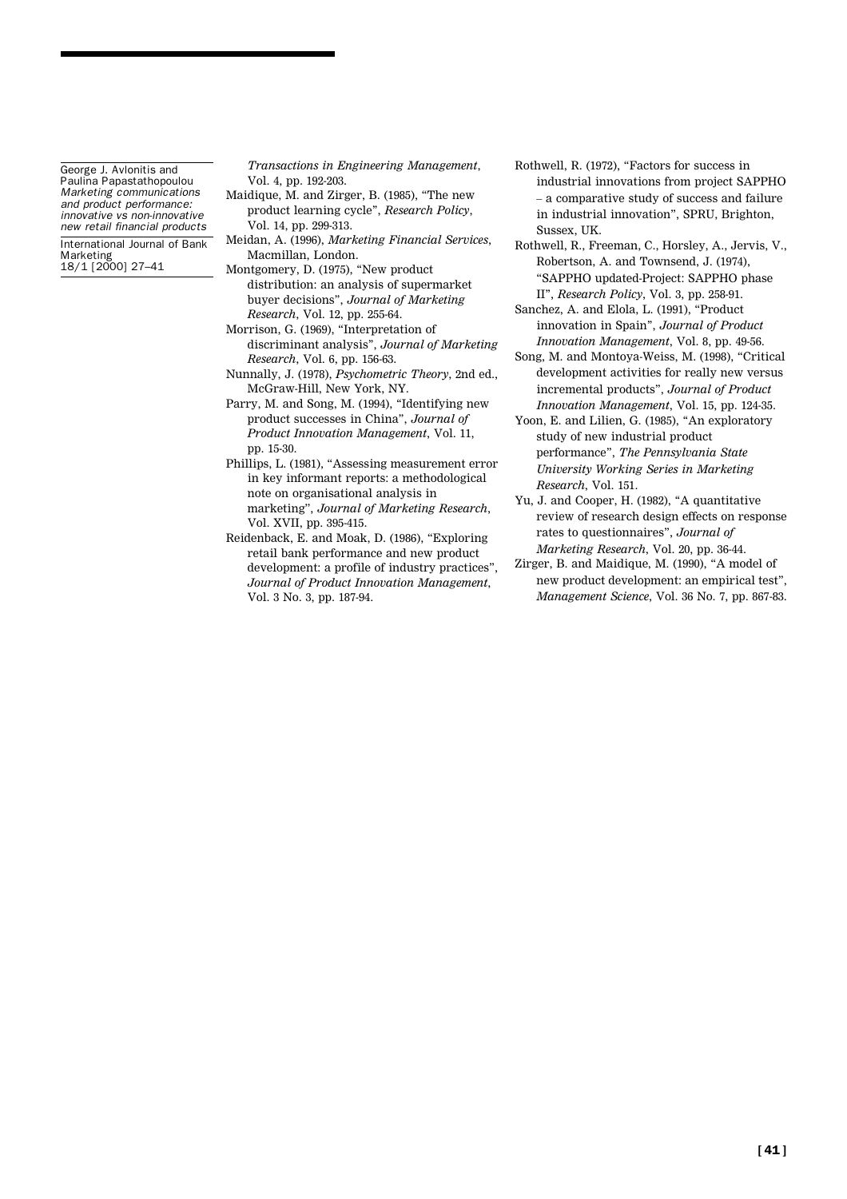*Transactions in Engineering Management*, Vol. 4, pp. 192-203.

Maidique, M. and Zirger, B. (1985), "The new product learning cycle", *Research Policy*, Vol. 14, pp. 299-313.

Meidan, A. (1996), *Marketing Financial Services*, Macmillan, London.

Montgomery, D. (1975), "New product distribution: an analysis of supermarket buyer decisions", *Journal of Marketing Research*, Vol. 12, pp. 255-64.

Morrison, G. (1969), "Interpretation of discriminant analysis", *Journal of Marketing Research*, Vol. 6, pp. 156-63.

Nunnally, J. (1978), *Psychometric Theory*, 2nd ed., McGraw-Hill, New York, NY.

Parry, M. and Song, M. (1994), "Identifying new product successes in China", *Journal of Product Innovation Management*, Vol. 11, pp. 15-30.

Phillips, L. (1981), "Assessing measurement error in key informant reports: a methodological note on organisational analysis in marketing", *Journal of Marketing Research*, Vol. XVII, pp. 395-415.

Reidenback, E. and Moak, D. (1986), "Exploring retail bank performance and new product development: a profile of industry practices", *Journal of Product Innovation Management*, Vol. 3 No. 3, pp. 187-94.

Rothwell, R. (1972), "Factors for success in industrial innovations from project SAPPHO – a comparative study of success and failure in industrial innovation", SPRU, Brighton, Sussex, UK.

Rothwell, R., Freeman, C., Horsley, A., Jervis, V., Robertson, A. and Townsend, J. (1974), "SAPPHO updated-Project: SAPPHO phase II", *Research Policy*, Vol. 3, pp. 258-91.

Sanchez, A. and Elola, L. (1991), "Product innovation in Spain", *Journal of Product Innovation Management*, Vol. 8, pp. 49-56.

Song, M. and Montoya-Weiss, M. (1998), "Critical development activities for really new versus incremental products", *Journal of Product Innovation Management*, Vol. 15, pp. 124-35.

Yoon, E. and Lilien, G. (1985), "An exploratory study of new industrial product performance", *The Pennsylvania State University Working Series in Marketing Research*, Vol. 151.

Yu, J. and Cooper, H. (1982), "A quantitative review of research design effects on response rates to questionnaires", *Journal of Marketing Research*, Vol. 20, pp. 36-44.

Zirger, B. and Maidique, M. (1990), "A model of new product development: an empirical test", *Management Science*, Vol. 36 No. 7, pp. 867-83.